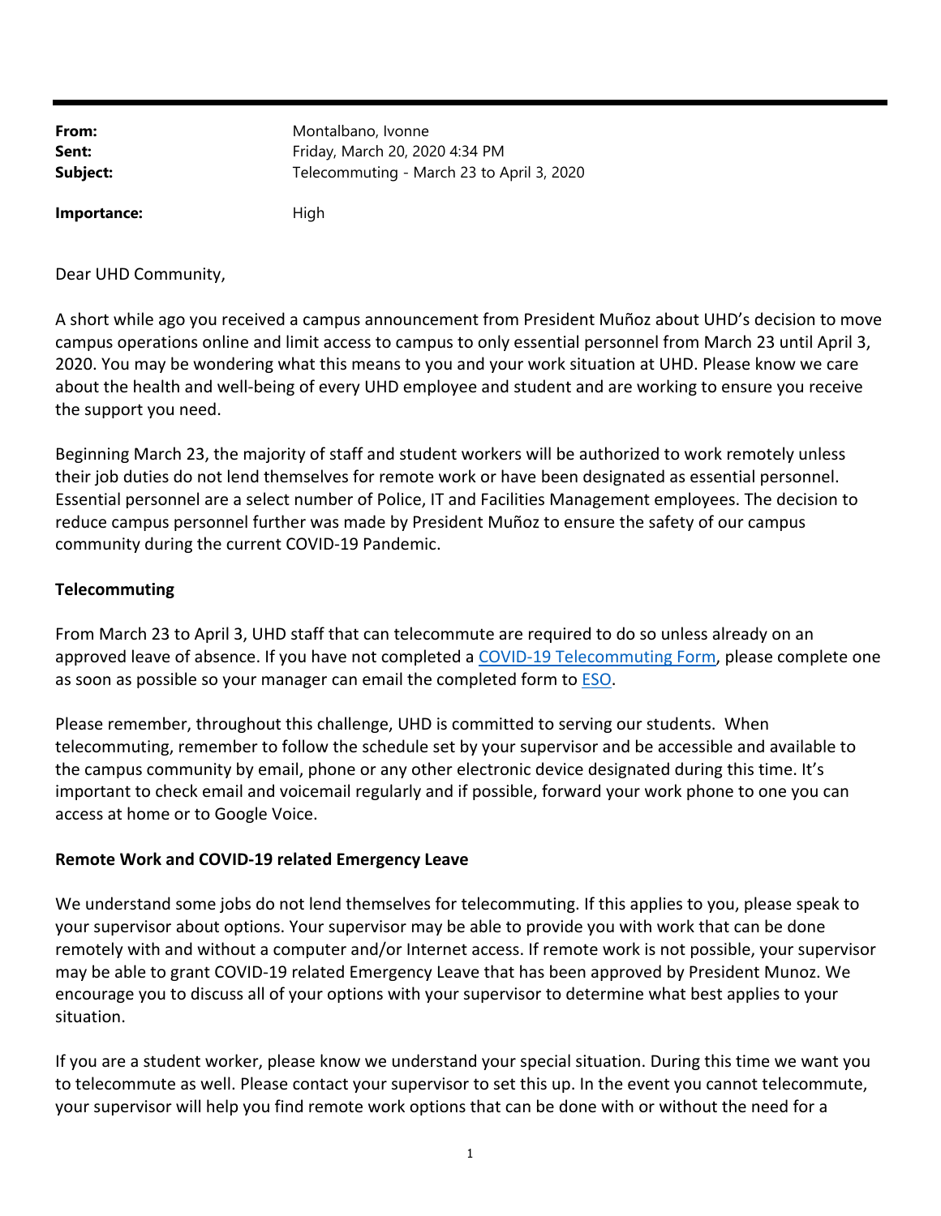**From:** Montalbano, Ivonne
**Sent:** Friday, March 20, 2020 4:34 PM
**Subject:** Telecommuting - March 23 to April 3, 2020

**Importance:** High

Dear UHD Community,

A short while ago you received a campus announcement from President Muñoz about UHD's decision to move campus operations online and limit access to campus to only essential personnel from March 23 until April 3, 2020. You may be wondering what this means to you and your work situation at UHD. Please know we care about the health and well-being of every UHD employee and student and are working to ensure you receive the support you need.

Beginning March 23, the majority of staff and student workers will be authorized to work remotely unless their job duties do not lend themselves for remote work or have been designated as essential personnel. Essential personnel are a select number of Police, IT and Facilities Management employees. The decision to reduce campus personnel further was made by President Muñoz to ensure the safety of our campus community during the current COVID-19 Pandemic.

**Telecommuting**

From March 23 to April 3, UHD staff that can telecommute are required to do so unless already on an approved leave of absence. If you have not completed a COVID-19 Telecommuting Form, please complete one as soon as possible so your manager can email the completed form to ESO.

Please remember, throughout this challenge, UHD is committed to serving our students. When telecommuting, remember to follow the schedule set by your supervisor and be accessible and available to the campus community by email, phone or any other electronic device designated during this time. It's important to check email and voicemail regularly and if possible, forward your work phone to one you can access at home or to Google Voice.

**Remote Work and COVID-19 related Emergency Leave**

We understand some jobs do not lend themselves for telecommuting. If this applies to you, please speak to your supervisor about options. Your supervisor may be able to provide you with work that can be done remotely with and without a computer and/or Internet access. If remote work is not possible, your supervisor may be able to grant COVID-19 related Emergency Leave that has been approved by President Munoz. We encourage you to discuss all of your options with your supervisor to determine what best applies to your situation.

If you are a student worker, please know we understand your special situation. During this time we want you to telecommute as well. Please contact your supervisor to set this up. In the event you cannot telecommute, your supervisor will help you find remote work options that can be done with or without the need for a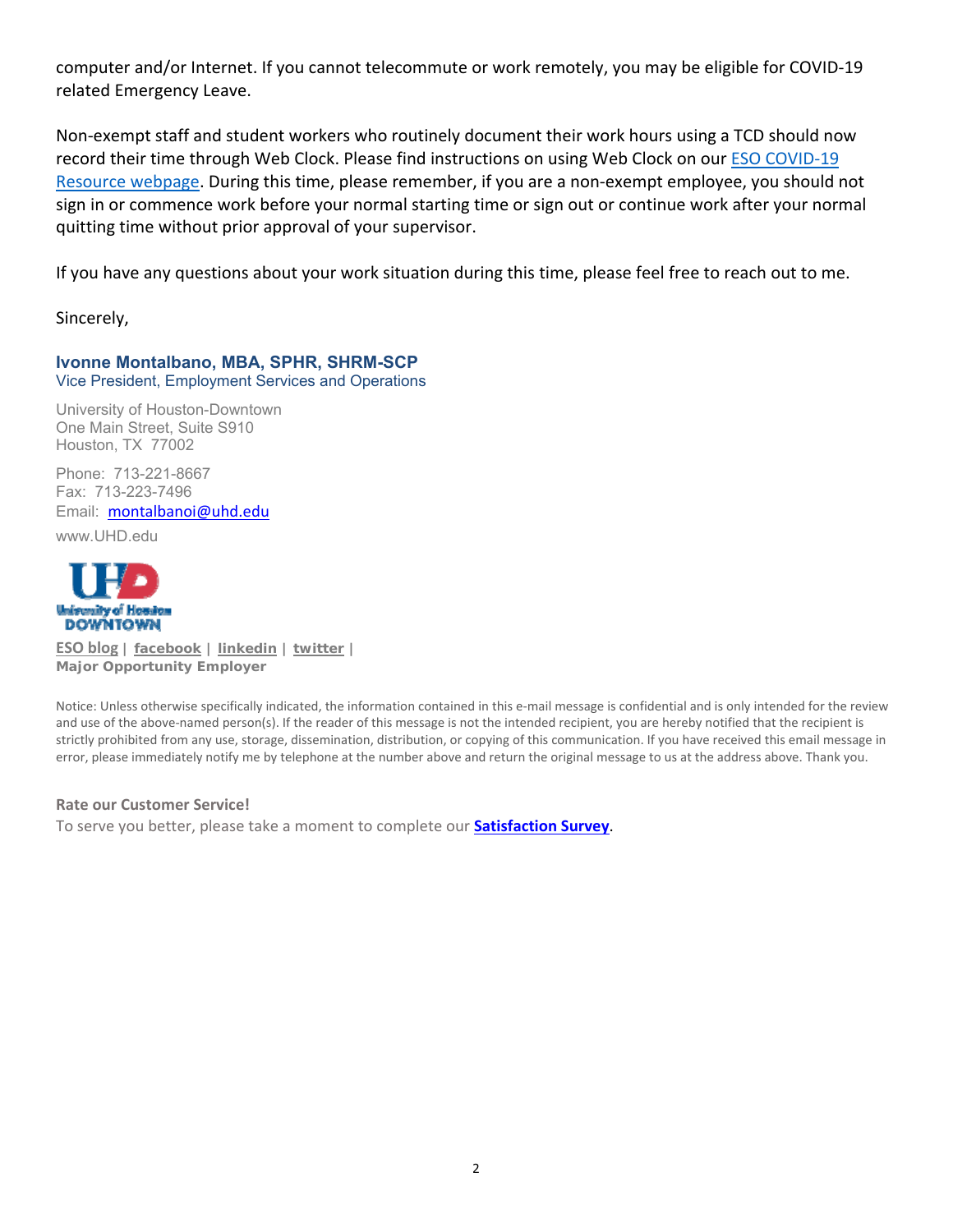computer and/or Internet. If you cannot telecommute or work remotely, you may be eligible for COVID-19 related Emergency Leave.

Non-exempt staff and student workers who routinely document their work hours using a TCD should now record their time through Web Clock. Please find instructions on using Web Clock on our ESO COVID-19 Resource webpage. During this time, please remember, if you are a non-exempt employee, you should not sign in or commence work before your normal starting time or sign out or continue work after your normal quitting time without prior approval of your supervisor.

If you have any questions about your work situation during this time, please feel free to reach out to me.

Sincerely,

**Ivonne Montalbano, MBA, SPHR, SHRM-SCP**
Vice President, Employment Services and Operations

University of Houston-Downtown
One Main Street, Suite S910
Houston, TX 77002

Phone: 713-221-8667
Fax: 713-223-7496
Email: montalbanoi@uhd.edu

www.UHD.edu

UHD University of Houston DOWNTOWN

ESO blog | facebook | linkedin | twitter |
**Major Opportunity Employer**

Notice: Unless otherwise specifically indicated, the information contained in this e-mail message is confidential and is only intended for the review and use of the above-named person(s). If the reader of this message is not the intended recipient, you are hereby notified that the recipient is strictly prohibited from any use, storage, dissemination, distribution, or copying of this communication. If you have received this email message in error, please immediately notify me by telephone at the number above and return the original message to us at the address above. Thank you.

**Rate our Customer Service!**
To serve you better, please take a moment to complete our **Satisfaction Survey**.